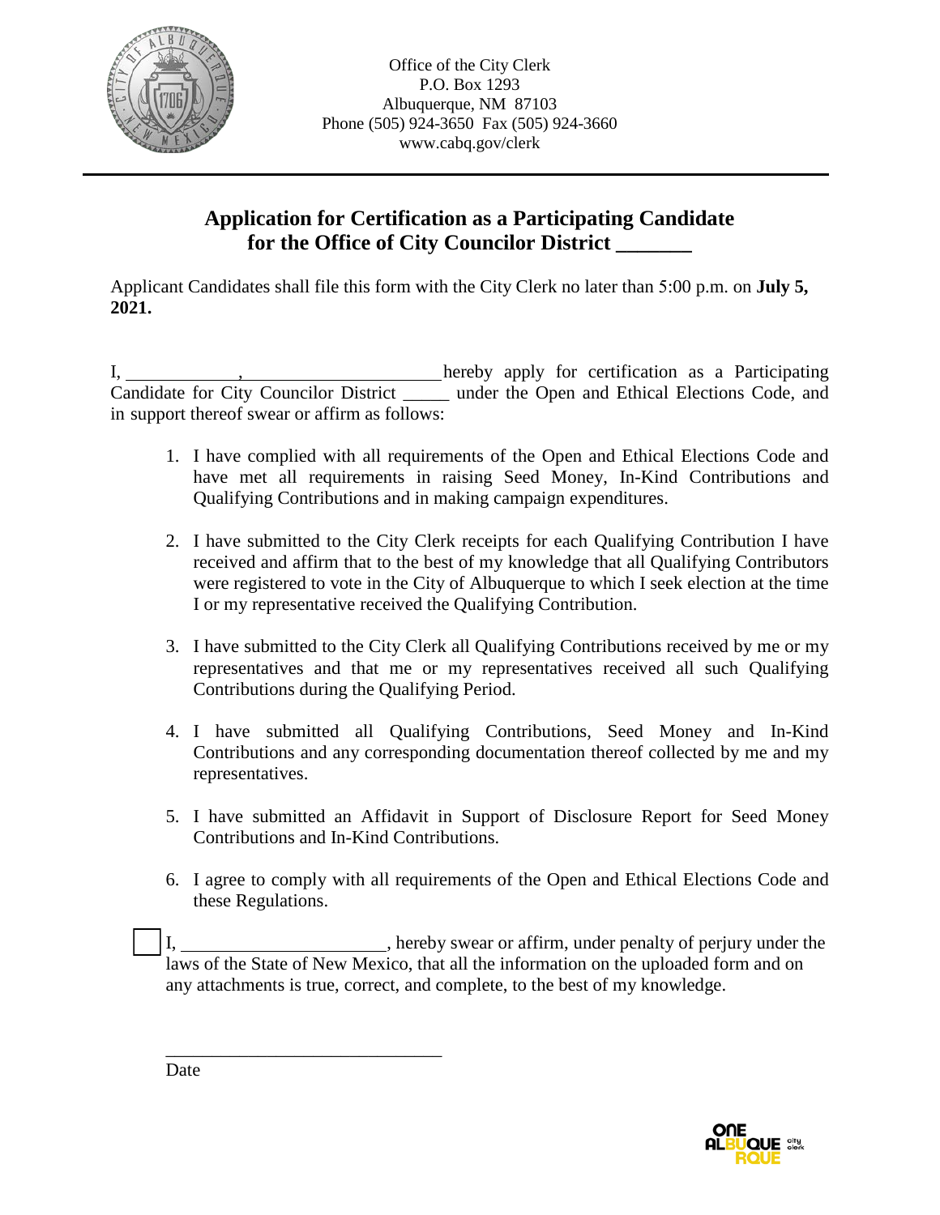Office of the City Clerk
P.O. Box 1293
Albuquerque, NM 87103
Phone (505) 924-3650 Fax (505) 924-3660
www.cabq.gov/clerk

## Application for Certification as a Participating Candidate for the Office of City Councilor District _______

Applicant Candidates shall file this form with the City Clerk no later than 5:00 p.m. on **July 5, 2021.**

I, ____________, _____________________ hereby apply for certification as a Participating Candidate for City Councilor District _____ under the Open and Ethical Elections Code, and in support thereof swear or affirm as follows:

1. I have complied with all requirements of the Open and Ethical Elections Code and have met all requirements in raising Seed Money, In-Kind Contributions and Qualifying Contributions and in making campaign expenditures.

2. I have submitted to the City Clerk receipts for each Qualifying Contribution I have received and affirm that to the best of my knowledge that all Qualifying Contributors were registered to vote in the City of Albuquerque to which I seek election at the time I or my representative received the Qualifying Contribution.

3. I have submitted to the City Clerk all Qualifying Contributions received by me or my representatives and that me or my representatives received all such Qualifying Contributions during the Qualifying Period.

4. I have submitted all Qualifying Contributions, Seed Money and In-Kind Contributions and any corresponding documentation thereof collected by me and my representatives.

5. I have submitted an Affidavit in Support of Disclosure Report for Seed Money Contributions and In-Kind Contributions.

6. I agree to comply with all requirements of the Open and Ethical Elections Code and these Regulations.

☐ I, ______________________, hereby swear or affirm, under penalty of perjury under the laws of the State of New Mexico, that all the information on the uploaded form and on any attachments is true, correct, and complete, to the best of my knowledge.

______________________________
Date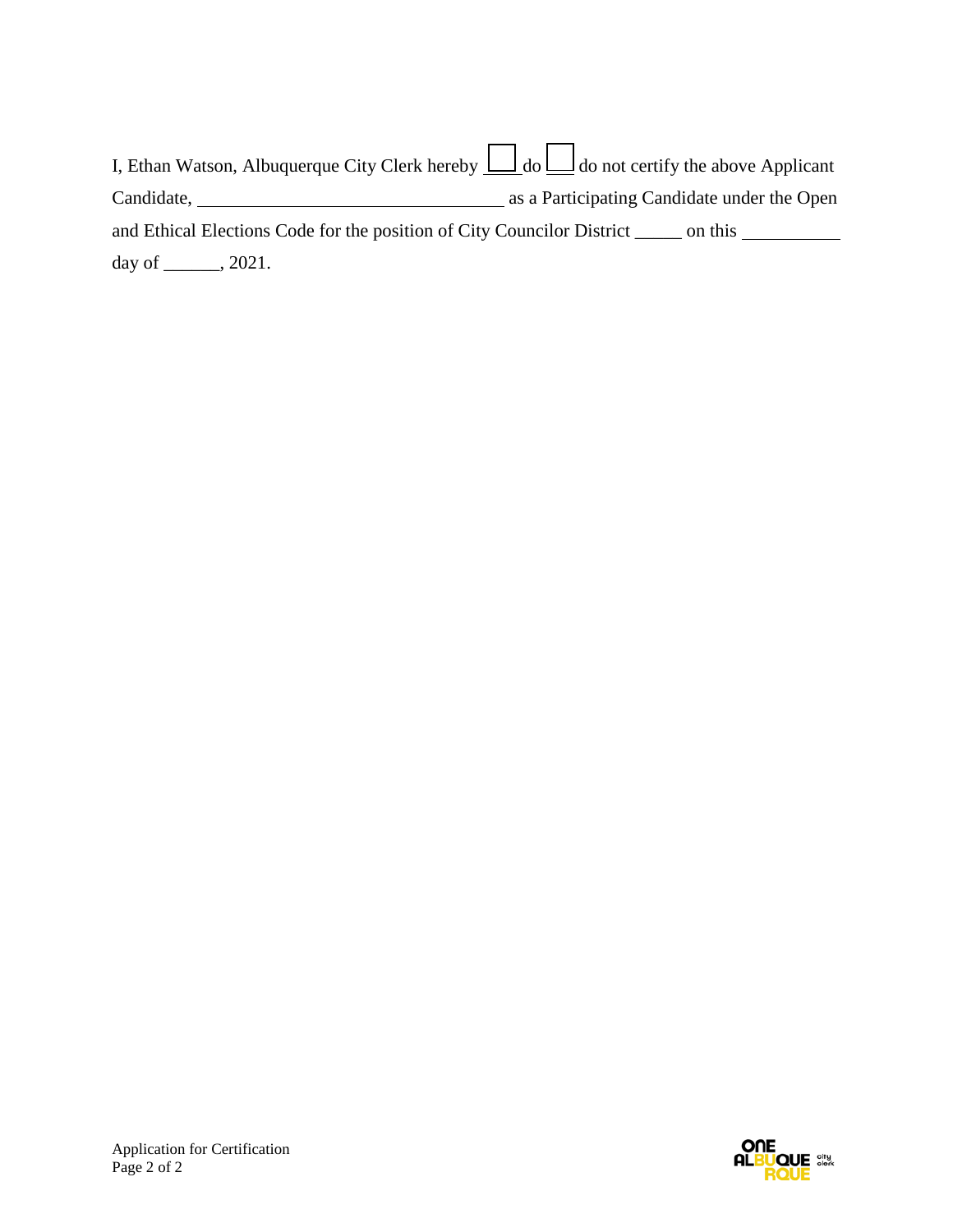I, Ethan Watson, Albuquerque City Clerk hereby ☐ do ☐ do not certify the above Applicant Candidate, ________________________________ as a Participating Candidate under the Open and Ethical Elections Code for the position of City Councilor District _____ on this __________ day of ______, 2021.